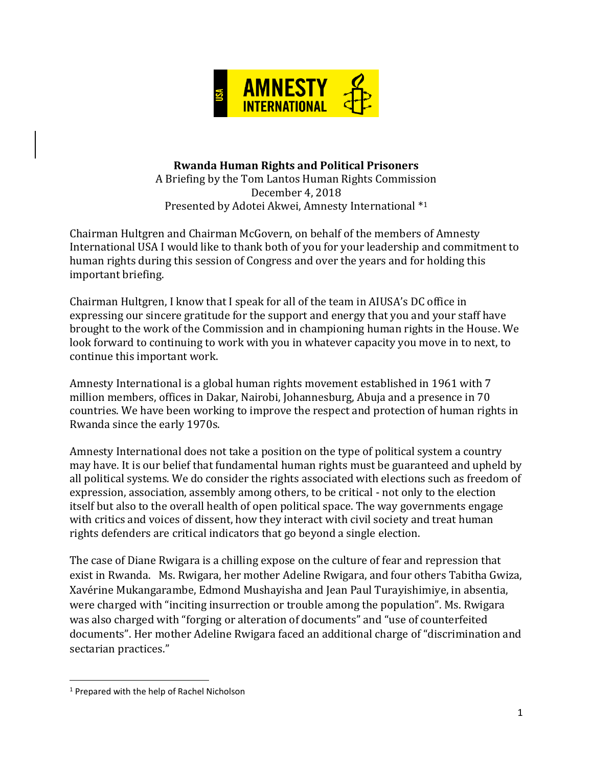**Rwanda Human Rights and Political Prisoners**

A Briefing by the Tom Lantos Human Rights Commission
December 4, 2018
Presented by Adotei Akwei, Amnesty International *[1]

Chairman Hultgren and Chairman McGovern, on behalf of the members of Amnesty International USA I would like to thank both of you for your leadership and commitment to human rights during this session of Congress and over the years and for holding this important briefing.

Chairman Hultgren, I know that I speak for all of the team in AIUSA's DC office in expressing our sincere gratitude for the support and energy that you and your staff have brought to the work of the Commission and in championing human rights in the House. We look forward to continuing to work with you in whatever capacity you move in to next, to continue this important work.

Amnesty International is a global human rights movement established in 1961 with 7 million members, offices in Dakar, Nairobi, Johannesburg, Abuja and a presence in 70 countries. We have been working to improve the respect and protection of human rights in Rwanda since the early 1970s.

Amnesty International does not take a position on the type of political system a country may have. It is our belief that fundamental human rights must be guaranteed and upheld by all political systems. We do consider the rights associated with elections such as freedom of expression, association, assembly among others, to be critical - not only to the election itself but also to the overall health of open political space. The way governments engage with critics and voices of dissent, how they interact with civil society and treat human rights defenders are critical indicators that go beyond a single election.

The case of Diane Rwigara is a chilling expose on the culture of fear and repression that exist in Rwanda. Ms. Rwigara, her mother Adeline Rwigara, and four others Tabitha Gwiza, Xavérine Mukangarambe, Edmond Mushayisha and Jean Paul Turayishimiye, in absentia, were charged with "inciting insurrection or trouble among the population". Ms. Rwigara was also charged with "forging or alteration of documents" and "use of counterfeited documents". Her mother Adeline Rwigara faced an additional charge of "discrimination and sectarian practices."

---

[1] Prepared with the help of Rachel Nicholson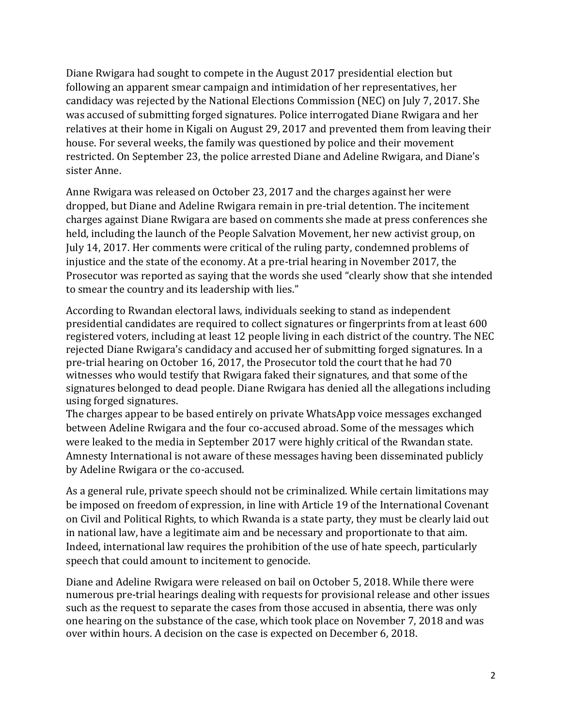Diane Rwigara had sought to compete in the August 2017 presidential election but following an apparent smear campaign and intimidation of her representatives, her candidacy was rejected by the National Elections Commission (NEC) on July 7, 2017. She was accused of submitting forged signatures. Police interrogated Diane Rwigara and her relatives at their home in Kigali on August 29, 2017 and prevented them from leaving their house. For several weeks, the family was questioned by police and their movement restricted. On September 23, the police arrested Diane and Adeline Rwigara, and Diane's sister Anne.

Anne Rwigara was released on October 23, 2017 and the charges against her were dropped, but Diane and Adeline Rwigara remain in pre-trial detention. The incitement charges against Diane Rwigara are based on comments she made at press conferences she held, including the launch of the People Salvation Movement, her new activist group, on July 14, 2017. Her comments were critical of the ruling party, condemned problems of injustice and the state of the economy. At a pre-trial hearing in November 2017, the Prosecutor was reported as saying that the words she used "clearly show that she intended to smear the country and its leadership with lies."

According to Rwandan electoral laws, individuals seeking to stand as independent presidential candidates are required to collect signatures or fingerprints from at least 600 registered voters, including at least 12 people living in each district of the country. The NEC rejected Diane Rwigara's candidacy and accused her of submitting forged signatures. In a pre-trial hearing on October 16, 2017, the Prosecutor told the court that he had 70 witnesses who would testify that Rwigara faked their signatures, and that some of the signatures belonged to dead people. Diane Rwigara has denied all the allegations including using forged signatures.

The charges appear to be based entirely on private WhatsApp voice messages exchanged between Adeline Rwigara and the four co-accused abroad. Some of the messages which were leaked to the media in September 2017 were highly critical of the Rwandan state. Amnesty International is not aware of these messages having been disseminated publicly by Adeline Rwigara or the co-accused.

As a general rule, private speech should not be criminalized. While certain limitations may be imposed on freedom of expression, in line with Article 19 of the International Covenant on Civil and Political Rights, to which Rwanda is a state party, they must be clearly laid out in national law, have a legitimate aim and be necessary and proportionate to that aim. Indeed, international law requires the prohibition of the use of hate speech, particularly speech that could amount to incitement to genocide.

Diane and Adeline Rwigara were released on bail on October 5, 2018. While there were numerous pre-trial hearings dealing with requests for provisional release and other issues such as the request to separate the cases from those accused in absentia, there was only one hearing on the substance of the case, which took place on November 7, 2018 and was over within hours. A decision on the case is expected on December 6, 2018.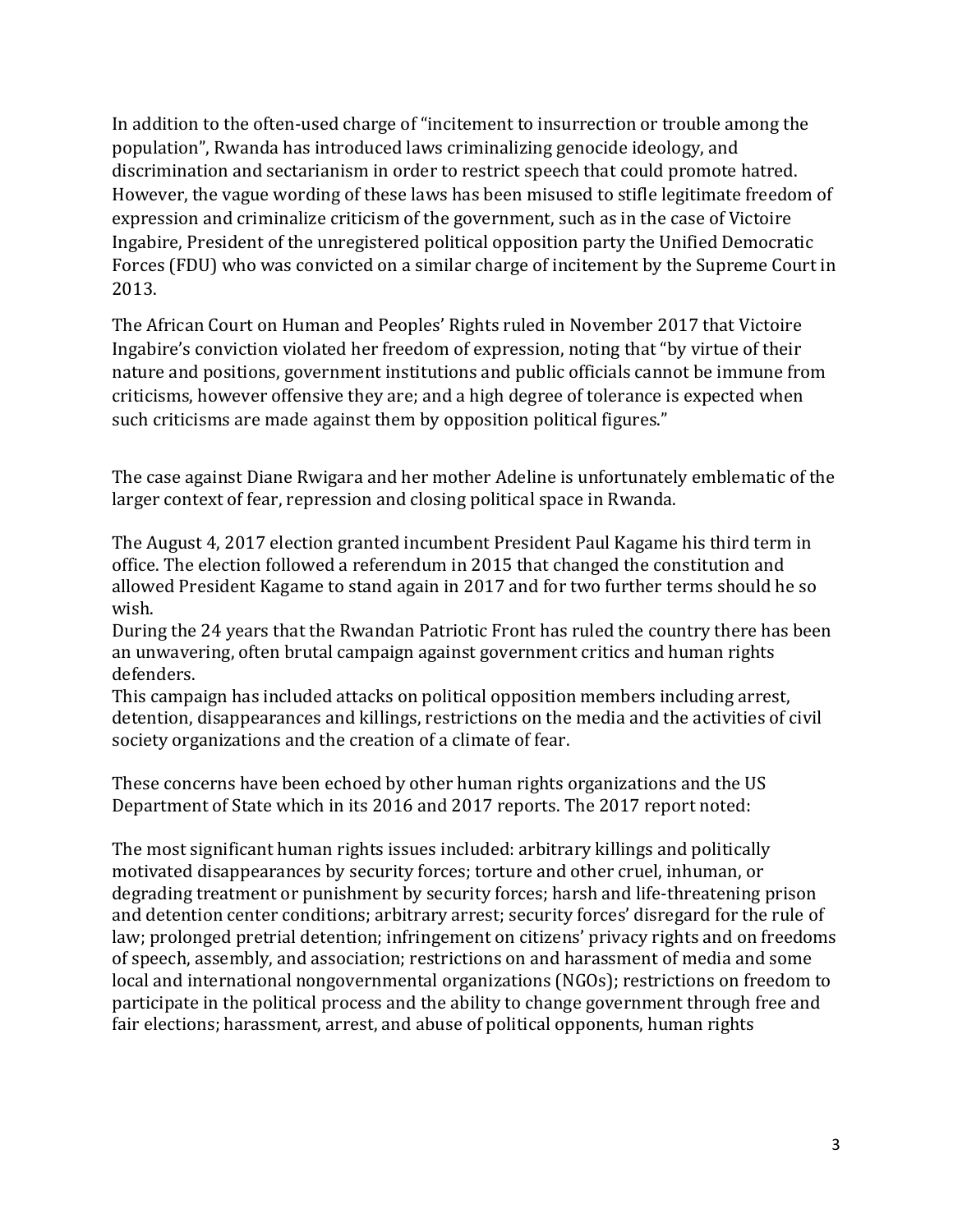In addition to the often-used charge of "incitement to insurrection or trouble among the population", Rwanda has introduced laws criminalizing genocide ideology, and discrimination and sectarianism in order to restrict speech that could promote hatred. However, the vague wording of these laws has been misused to stifle legitimate freedom of expression and criminalize criticism of the government, such as in the case of Victoire Ingabire, President of the unregistered political opposition party the Unified Democratic Forces (FDU) who was convicted on a similar charge of incitement by the Supreme Court in 2013.

The African Court on Human and Peoples' Rights ruled in November 2017 that Victoire Ingabire's conviction violated her freedom of expression, noting that "by virtue of their nature and positions, government institutions and public officials cannot be immune from criticisms, however offensive they are; and a high degree of tolerance is expected when such criticisms are made against them by opposition political figures."

The case against Diane Rwigara and her mother Adeline is unfortunately emblematic of the larger context of fear, repression and closing political space in Rwanda.

The August 4, 2017 election granted incumbent President Paul Kagame his third term in office. The election followed a referendum in 2015 that changed the constitution and allowed President Kagame to stand again in 2017 and for two further terms should he so wish.

During the 24 years that the Rwandan Patriotic Front has ruled the country there has been an unwavering, often brutal campaign against government critics and human rights defenders.

This campaign has included attacks on political opposition members including arrest, detention, disappearances and killings, restrictions on the media and the activities of civil society organizations and the creation of a climate of fear.

These concerns have been echoed by other human rights organizations and the US Department of State which in its 2016 and 2017 reports. The 2017 report noted:

The most significant human rights issues included: arbitrary killings and politically motivated disappearances by security forces; torture and other cruel, inhuman, or degrading treatment or punishment by security forces; harsh and life-threatening prison and detention center conditions; arbitrary arrest; security forces' disregard for the rule of law; prolonged pretrial detention; infringement on citizens' privacy rights and on freedoms of speech, assembly, and association; restrictions on and harassment of media and some local and international nongovernmental organizations (NGOs); restrictions on freedom to participate in the political process and the ability to change government through free and fair elections; harassment, arrest, and abuse of political opponents, human rights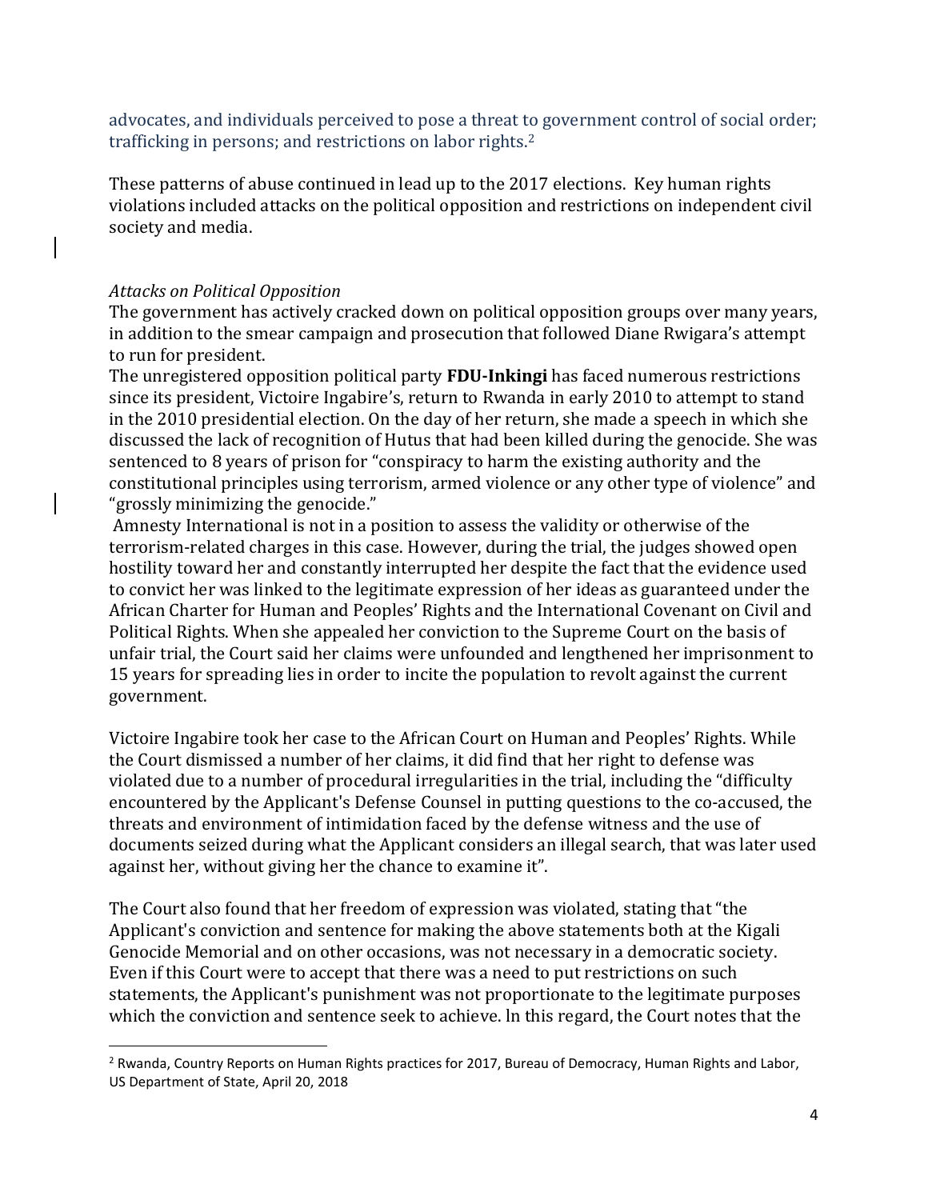advocates, and individuals perceived to pose a threat to government control of social order; trafficking in persons; and restrictions on labor rights.[2]

These patterns of abuse continued in lead up to the 2017 elections. Key human rights violations included attacks on the political opposition and restrictions on independent civil society and media.

*Attacks on Political Opposition*

The government has actively cracked down on political opposition groups over many years, in addition to the smear campaign and prosecution that followed Diane Rwigara's attempt to run for president.

The unregistered opposition political party **FDU-Inkingi** has faced numerous restrictions since its president, Victoire Ingabire's, return to Rwanda in early 2010 to attempt to stand in the 2010 presidential election. On the day of her return, she made a speech in which she discussed the lack of recognition of Hutus that had been killed during the genocide. She was sentenced to 8 years of prison for "conspiracy to harm the existing authority and the constitutional principles using terrorism, armed violence or any other type of violence" and "grossly minimizing the genocide."

Amnesty International is not in a position to assess the validity or otherwise of the terrorism-related charges in this case. However, during the trial, the judges showed open hostility toward her and constantly interrupted her despite the fact that the evidence used to convict her was linked to the legitimate expression of her ideas as guaranteed under the African Charter for Human and Peoples' Rights and the International Covenant on Civil and Political Rights. When she appealed her conviction to the Supreme Court on the basis of unfair trial, the Court said her claims were unfounded and lengthened her imprisonment to 15 years for spreading lies in order to incite the population to revolt against the current government.

Victoire Ingabire took her case to the African Court on Human and Peoples' Rights. While the Court dismissed a number of her claims, it did find that her right to defense was violated due to a number of procedural irregularities in the trial, including the "difficulty encountered by the Applicant's Defense Counsel in putting questions to the co-accused, the threats and environment of intimidation faced by the defense witness and the use of documents seized during what the Applicant considers an illegal search, that was later used against her, without giving her the chance to examine it".

The Court also found that her freedom of expression was violated, stating that "the Applicant's conviction and sentence for making the above statements both at the Kigali Genocide Memorial and on other occasions, was not necessary in a democratic society. Even if this Court were to accept that there was a need to put restrictions on such statements, the Applicant's punishment was not proportionate to the legitimate purposes which the conviction and sentence seek to achieve. ln this regard, the Court notes that the

[2] Rwanda, Country Reports on Human Rights practices for 2017, Bureau of Democracy, Human Rights and Labor, US Department of State, April 20, 2018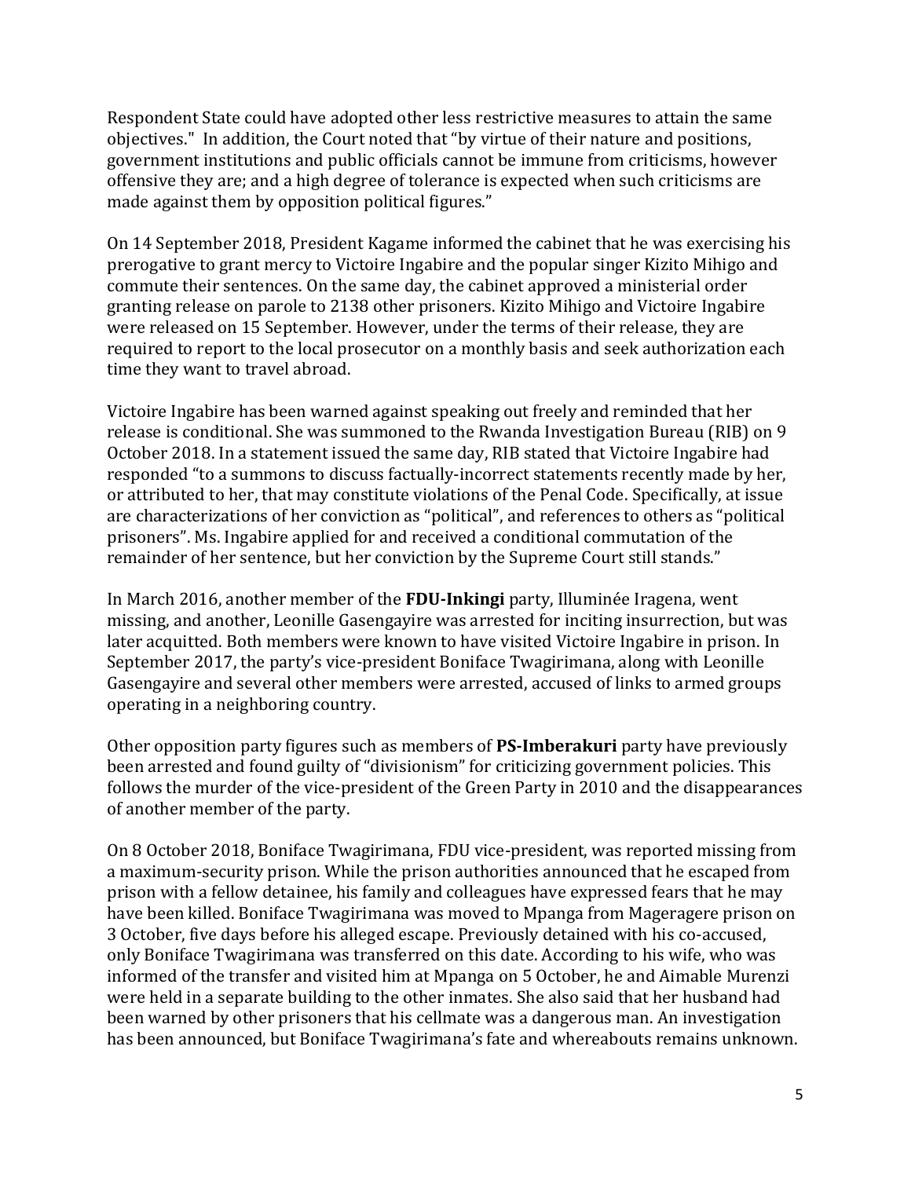Respondent State could have adopted other less restrictive measures to attain the same objectives." In addition, the Court noted that "by virtue of their nature and positions, government institutions and public officials cannot be immune from criticisms, however offensive they are; and a high degree of tolerance is expected when such criticisms are made against them by opposition political figures."

On 14 September 2018, President Kagame informed the cabinet that he was exercising his prerogative to grant mercy to Victoire Ingabire and the popular singer Kizito Mihigo and commute their sentences. On the same day, the cabinet approved a ministerial order granting release on parole to 2138 other prisoners. Kizito Mihigo and Victoire Ingabire were released on 15 September. However, under the terms of their release, they are required to report to the local prosecutor on a monthly basis and seek authorization each time they want to travel abroad.

Victoire Ingabire has been warned against speaking out freely and reminded that her release is conditional. She was summoned to the Rwanda Investigation Bureau (RIB) on 9 October 2018. In a statement issued the same day, RIB stated that Victoire Ingabire had responded "to a summons to discuss factually-incorrect statements recently made by her, or attributed to her, that may constitute violations of the Penal Code. Specifically, at issue are characterizations of her conviction as "political", and references to others as "political prisoners". Ms. Ingabire applied for and received a conditional commutation of the remainder of her sentence, but her conviction by the Supreme Court still stands."

In March 2016, another member of the **FDU-Inkingi** party, Illuminée Iragena, went missing, and another, Leonille Gasengayire was arrested for inciting insurrection, but was later acquitted. Both members were known to have visited Victoire Ingabire in prison. In September 2017, the party's vice-president Boniface Twagirimana, along with Leonille Gasengayire and several other members were arrested, accused of links to armed groups operating in a neighboring country.

Other opposition party figures such as members of **PS-Imberakuri** party have previously been arrested and found guilty of "divisionism" for criticizing government policies. This follows the murder of the vice-president of the Green Party in 2010 and the disappearances of another member of the party.

On 8 October 2018, Boniface Twagirimana, FDU vice-president, was reported missing from a maximum-security prison. While the prison authorities announced that he escaped from prison with a fellow detainee, his family and colleagues have expressed fears that he may have been killed. Boniface Twagirimana was moved to Mpanga from Mageragere prison on 3 October, five days before his alleged escape. Previously detained with his co-accused, only Boniface Twagirimana was transferred on this date. According to his wife, who was informed of the transfer and visited him at Mpanga on 5 October, he and Aimable Murenzi were held in a separate building to the other inmates. She also said that her husband had been warned by other prisoners that his cellmate was a dangerous man. An investigation has been announced, but Boniface Twagirimana's fate and whereabouts remains unknown.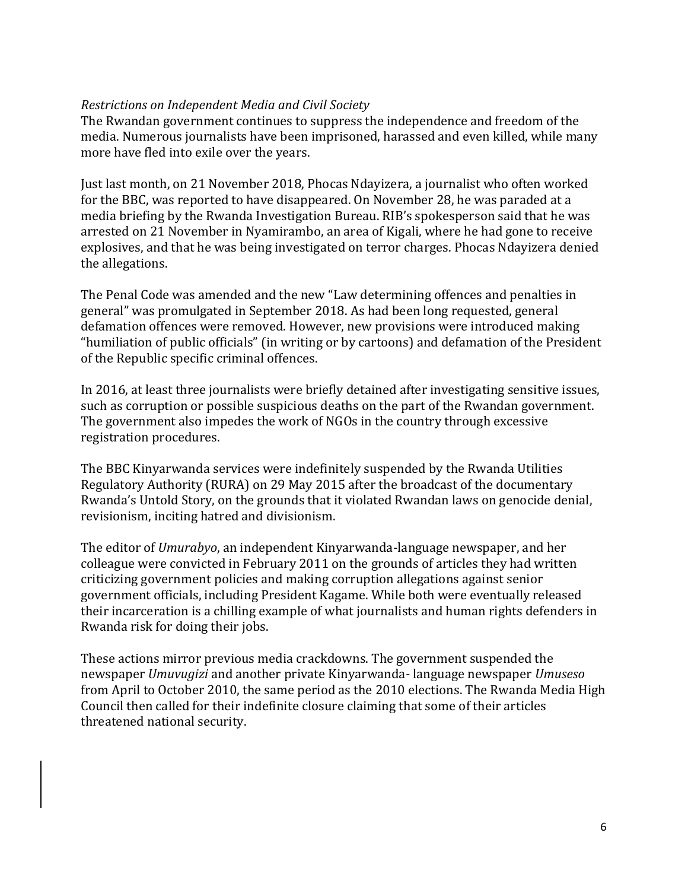*Restrictions on Independent Media and Civil Society*

The Rwandan government continues to suppress the independence and freedom of the media. Numerous journalists have been imprisoned, harassed and even killed, while many more have fled into exile over the years.

Just last month, on 21 November 2018, Phocas Ndayizera, a journalist who often worked for the BBC, was reported to have disappeared. On November 28, he was paraded at a media briefing by the Rwanda Investigation Bureau. RIB's spokesperson said that he was arrested on 21 November in Nyamirambo, an area of Kigali, where he had gone to receive explosives, and that he was being investigated on terror charges. Phocas Ndayizera denied the allegations.

The Penal Code was amended and the new "Law determining offences and penalties in general" was promulgated in September 2018. As had been long requested, general defamation offences were removed. However, new provisions were introduced making "humiliation of public officials" (in writing or by cartoons) and defamation of the President of the Republic specific criminal offences.

In 2016, at least three journalists were briefly detained after investigating sensitive issues, such as corruption or possible suspicious deaths on the part of the Rwandan government. The government also impedes the work of NGOs in the country through excessive registration procedures.

The BBC Kinyarwanda services were indefinitely suspended by the Rwanda Utilities Regulatory Authority (RURA) on 29 May 2015 after the broadcast of the documentary Rwanda's Untold Story, on the grounds that it violated Rwandan laws on genocide denial, revisionism, inciting hatred and divisionism.

The editor of *Umurabyo*, an independent Kinyarwanda-language newspaper, and her colleague were convicted in February 2011 on the grounds of articles they had written criticizing government policies and making corruption allegations against senior government officials, including President Kagame. While both were eventually released their incarceration is a chilling example of what journalists and human rights defenders in Rwanda risk for doing their jobs.

These actions mirror previous media crackdowns. The government suspended the newspaper *Umuvugizi* and another private Kinyarwanda- language newspaper *Umuseso* from April to October 2010, the same period as the 2010 elections. The Rwanda Media High Council then called for their indefinite closure claiming that some of their articles threatened national security.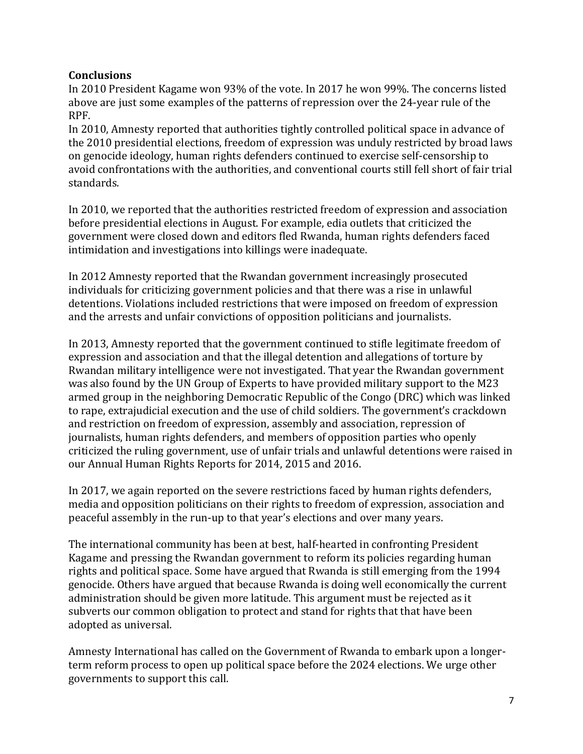**Conclusions**

In 2010 President Kagame won 93% of the vote. In 2017 he won 99%. The concerns listed above are just some examples of the patterns of repression over the 24-year rule of the RPF.

In 2010, Amnesty reported that authorities tightly controlled political space in advance of the 2010 presidential elections, freedom of expression was unduly restricted by broad laws on genocide ideology, human rights defenders continued to exercise self-censorship to avoid confrontations with the authorities, and conventional courts still fell short of fair trial standards.

In 2010, we reported that the authorities restricted freedom of expression and association before presidential elections in August. For example, edia outlets that criticized the government were closed down and editors fled Rwanda, human rights defenders faced intimidation and investigations into killings were inadequate.

In 2012 Amnesty reported that the Rwandan government increasingly prosecuted individuals for criticizing government policies and that there was a rise in unlawful detentions. Violations included restrictions that were imposed on freedom of expression and the arrests and unfair convictions of opposition politicians and journalists.

In 2013, Amnesty reported that the government continued to stifle legitimate freedom of expression and association and that the illegal detention and allegations of torture by Rwandan military intelligence were not investigated. That year the Rwandan government was also found by the UN Group of Experts to have provided military support to the M23 armed group in the neighboring Democratic Republic of the Congo (DRC) which was linked to rape, extrajudicial execution and the use of child soldiers. The government's crackdown and restriction on freedom of expression, assembly and association, repression of journalists, human rights defenders, and members of opposition parties who openly criticized the ruling government, use of unfair trials and unlawful detentions were raised in our Annual Human Rights Reports for 2014, 2015 and 2016.

In 2017, we again reported on the severe restrictions faced by human rights defenders, media and opposition politicians on their rights to freedom of expression, association and peaceful assembly in the run-up to that year's elections and over many years.

The international community has been at best, half-hearted in confronting President Kagame and pressing the Rwandan government to reform its policies regarding human rights and political space. Some have argued that Rwanda is still emerging from the 1994 genocide. Others have argued that because Rwanda is doing well economically the current administration should be given more latitude. This argument must be rejected as it subverts our common obligation to protect and stand for rights that that have been adopted as universal.

Amnesty International has called on the Government of Rwanda to embark upon a longer-term reform process to open up political space before the 2024 elections. We urge other governments to support this call.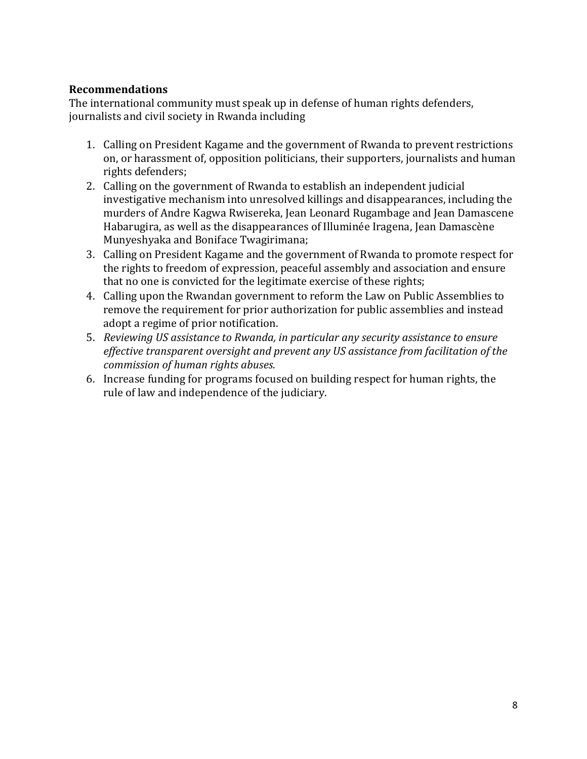**Recommendations**

The international community must speak up in defense of human rights defenders, journalists and civil society in Rwanda including

1. Calling on President Kagame and the government of Rwanda to prevent restrictions on, or harassment of, opposition politicians, their supporters, journalists and human rights defenders;
2. Calling on the government of Rwanda to establish an independent judicial investigative mechanism into unresolved killings and disappearances, including the murders of Andre Kagwa Rwisereka, Jean Leonard Rugambage and Jean Damascene Habarugira, as well as the disappearances of Illuminée Iragena, Jean Damascène Munyeshyaka and Boniface Twagirimana;
3. Calling on President Kagame and the government of Rwanda to promote respect for the rights to freedom of expression, peaceful assembly and association and ensure that no one is convicted for the legitimate exercise of these rights;
4. Calling upon the Rwandan government to reform the Law on Public Assemblies to remove the requirement for prior authorization for public assemblies and instead adopt a regime of prior notification.
5. *Reviewing US assistance to Rwanda, in particular any security assistance to ensure effective transparent oversight and prevent any US assistance from facilitation of the commission of human rights abuses.*
6. Increase funding for programs focused on building respect for human rights, the rule of law and independence of the judiciary.